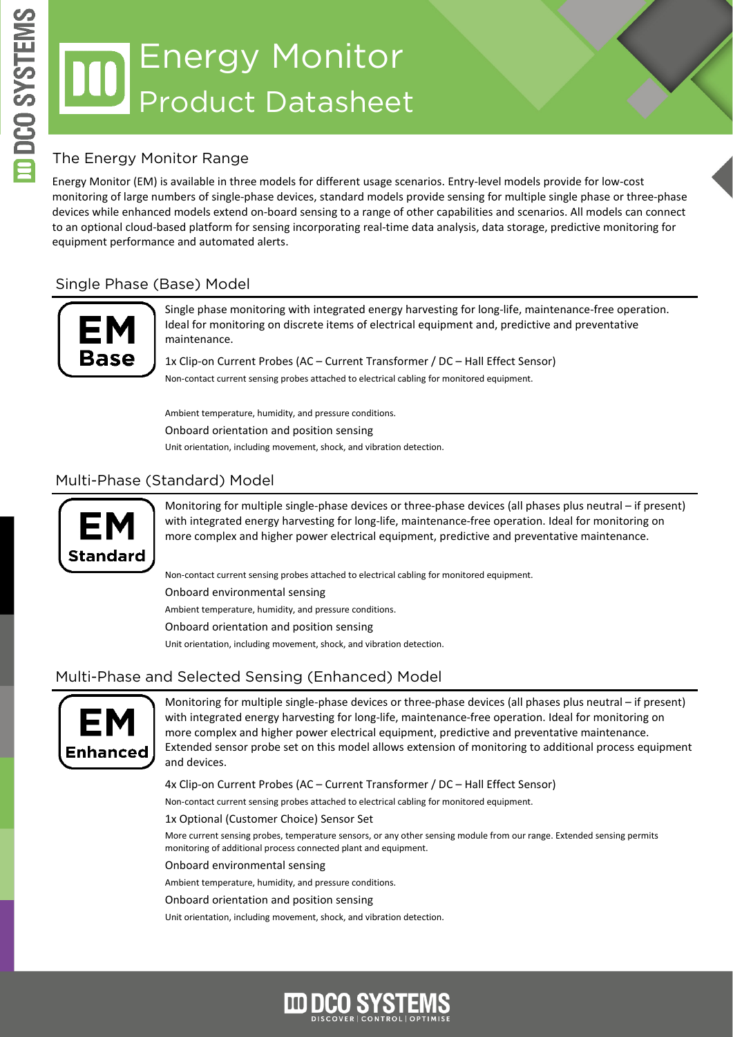# Energy Monitor
## Product Datasheet

## The Energy Monitor Range

Energy Monitor (EM) is available in three models for different usage scenarios. Entry-level models provide for low-cost monitoring of large numbers of single-phase devices, standard models provide sensing for multiple single phase or three-phase devices while enhanced models extend on-board sensing to a range of other capabilities and scenarios. All models can connect to an optional cloud-based platform for sensing incorporating real-time data analysis, data storage, predictive monitoring for equipment performance and automated alerts.

## Single Phase (Base) Model

**EM Base**

Single phase monitoring with integrated energy harvesting for long-life, maintenance-free operation. Ideal for monitoring on discrete items of electrical equipment and, predictive and preventative maintenance.

1x Clip-on Current Probes (AC – Current Transformer / DC – Hall Effect Sensor)

Non-contact current sensing probes attached to electrical cabling for monitored equipment.

Ambient temperature, humidity, and pressure conditions.

Onboard orientation and position sensing

Unit orientation, including movement, shock, and vibration detection.

## Multi-Phase (Standard) Model

**EM Standard**

Monitoring for multiple single-phase devices or three-phase devices (all phases plus neutral – if present) with integrated energy harvesting for long-life, maintenance-free operation. Ideal for monitoring on more complex and higher power electrical equipment, predictive and preventative maintenance.

Non-contact current sensing probes attached to electrical cabling for monitored equipment.

Onboard environmental sensing

Ambient temperature, humidity, and pressure conditions.

Onboard orientation and position sensing

Unit orientation, including movement, shock, and vibration detection.

## Multi-Phase and Selected Sensing (Enhanced) Model

**EM Enhanced**

Monitoring for multiple single-phase devices or three-phase devices (all phases plus neutral – if present) with integrated energy harvesting for long-life, maintenance-free operation. Ideal for monitoring on more complex and higher power electrical equipment, predictive and preventative maintenance. Extended sensor probe set on this model allows extension of monitoring to additional process equipment and devices.

4x Clip-on Current Probes (AC – Current Transformer / DC – Hall Effect Sensor)

Non-contact current sensing probes attached to electrical cabling for monitored equipment.

1x Optional (Customer Choice) Sensor Set

More current sensing probes, temperature sensors, or any other sensing module from our range. Extended sensing permits monitoring of additional process connected plant and equipment.

Onboard environmental sensing

Ambient temperature, humidity, and pressure conditions.

Onboard orientation and position sensing

Unit orientation, including movement, shock, and vibration detection.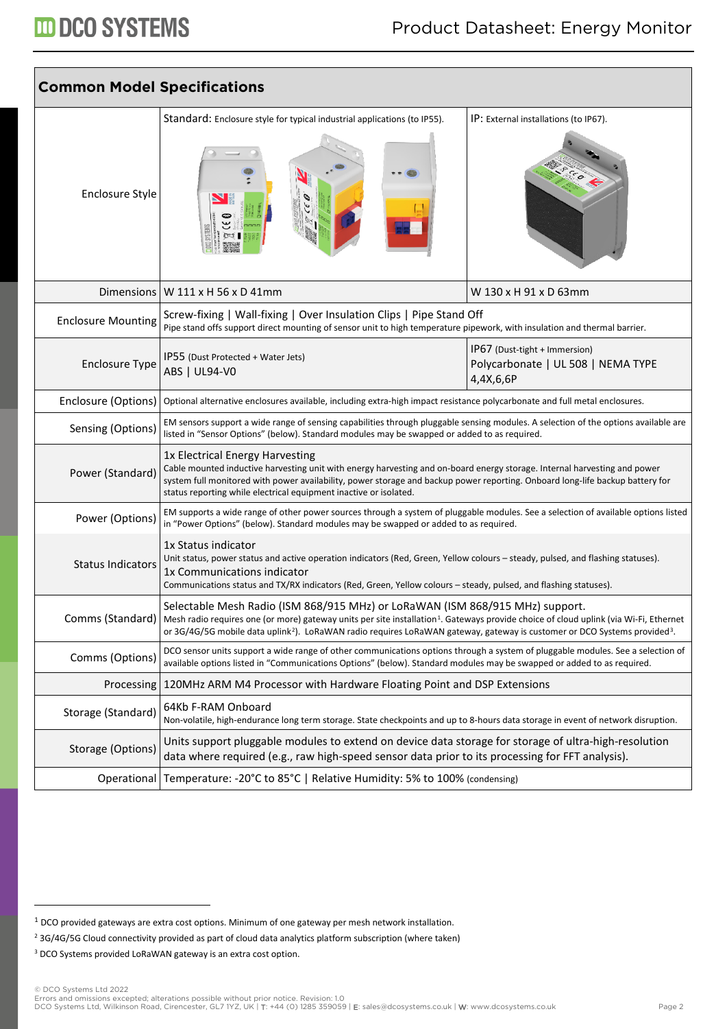## Common Model Specifications

| | | |
|---|---|---|
| Enclosure Style | Standard: Enclosure style for typical industrial applications (to IP55). | IP: External installations (to IP67). |
| Dimensions | W 111 x H 56 x D 41mm | W 130 x H 91 x D 63mm |
| Enclosure Mounting | Screw-fixing \| Wall-fixing \| Over Insulation Clips \| Pipe Stand Off<br>Pipe stand offs support direct mounting of sensor unit to high temperature pipework, with insulation and thermal barrier. | |
| Enclosure Type | IP55 (Dust Protected + Water Jets)<br>ABS \| UL94-V0 | IP67 (Dust-tight + Immersion)<br>Polycarbonate \| UL 508 \| NEMA TYPE 4,4X,6,6P |
| Enclosure (Options) | Optional alternative enclosures available, including extra-high impact resistance polycarbonate and full metal enclosures. | |
| Sensing (Options) | EM sensors support a wide range of sensing capabilities through pluggable sensing modules. A selection of the options available are listed in "Sensor Options" (below). Standard modules may be swapped or added to as required. | |
| Power (Standard) | 1x Electrical Energy Harvesting<br>Cable mounted inductive harvesting unit with energy harvesting and on-board energy storage. Internal harvesting and power system full monitored with power availability, power storage and backup power reporting. Onboard long-life backup battery for status reporting while electrical equipment inactive or isolated. | |
| Power (Options) | EM supports a wide range of other power sources through a system of pluggable modules. See a selection of available options listed in "Power Options" (below). Standard modules may be swapped or added to as required. | |
| Status Indicators | 1x Status indicator<br>Unit status, power status and active operation indicators (Red, Green, Yellow colours – steady, pulsed, and flashing statuses).<br>1x Communications indicator<br>Communications status and TX/RX indicators (Red, Green, Yellow colours – steady, pulsed, and flashing statuses). | |
| Comms (Standard) | Selectable Mesh Radio (ISM 868/915 MHz) or LoRaWAN (ISM 868/915 MHz) support.<br>Mesh radio requires one (or more) gateway units per site installation[1]. Gateways provide choice of cloud uplink (via Wi-Fi, Ethernet or 3G/4G/5G mobile data uplink[2]). LoRaWAN radio requires LoRaWAN gateway, gateway is customer or DCO Systems provided[3]. | |
| Comms (Options) | DCO sensor units support a wide range of other communications options through a system of pluggable modules. See a selection of available options listed in "Communications Options" (below). Standard modules may be swapped or added to as required. | |
| Processing | 120MHz ARM M4 Processor with Hardware Floating Point and DSP Extensions | |
| Storage (Standard) | 64Kb F-RAM Onboard<br>Non-volatile, high-endurance long term storage. State checkpoints and up to 8-hours data storage in event of network disruption. | |
| Storage (Options) | Units support pluggable modules to extend on device data storage for storage of ultra-high-resolution data where required (e.g., raw high-speed sensor data prior to its processing for FFT analysis). | |
| Operational | Temperature: -20°C to 85°C \| Relative Humidity: 5% to 100% (condensing) | |

[1] DCO provided gateways are extra cost options. Minimum of one gateway per mesh network installation.

[2] 3G/4G/5G Cloud connectivity provided as part of cloud data analytics platform subscription (where taken)

[3] DCO Systems provided LoRaWAN gateway is an extra cost option.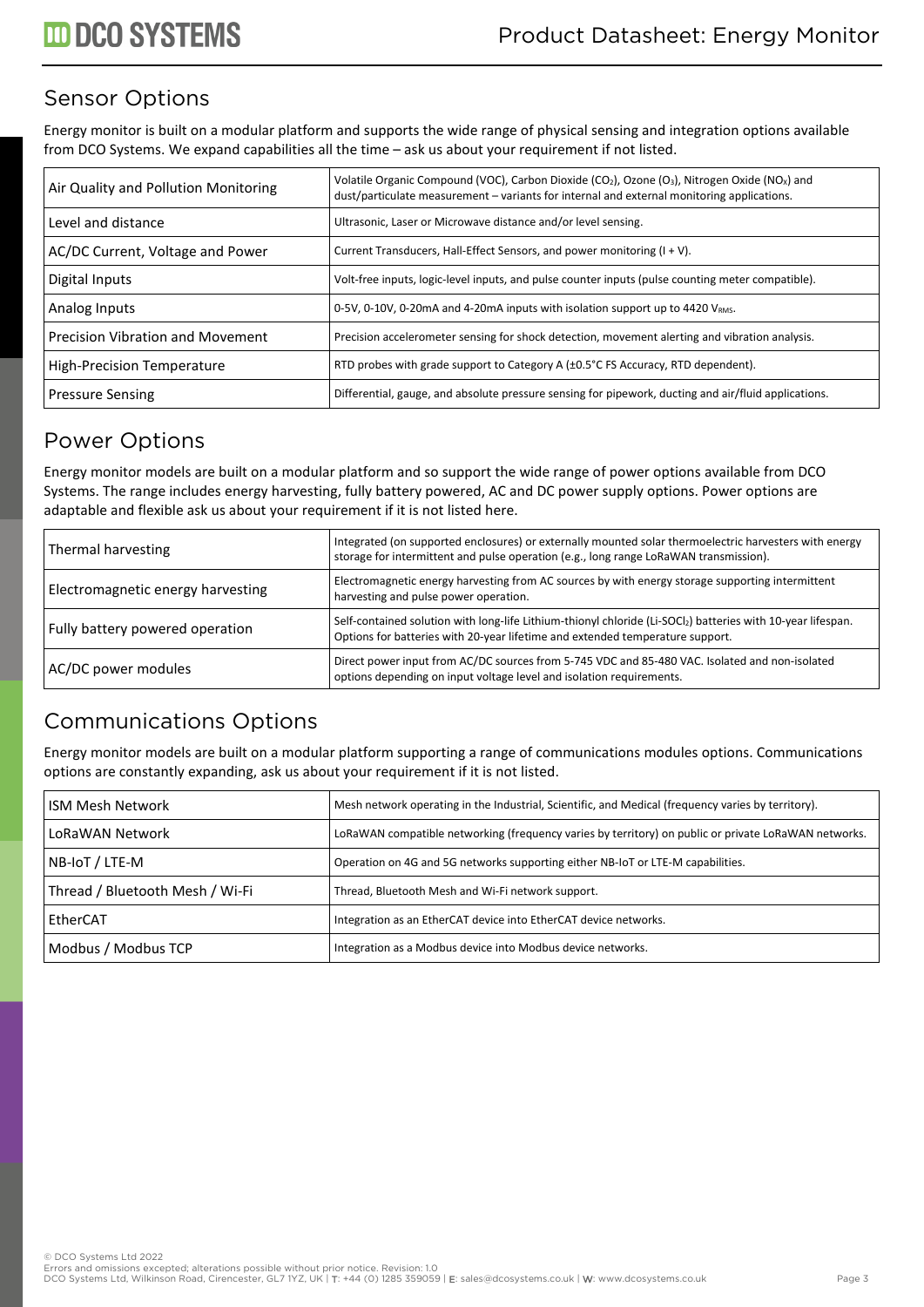## Sensor Options

Energy monitor is built on a modular platform and supports the wide range of physical sensing and integration options available from DCO Systems. We expand capabilities all the time – ask us about your requirement if not listed.

| | |
|---|---|
| Air Quality and Pollution Monitoring | Volatile Organic Compound (VOC), Carbon Dioxide ($CO_2$), Ozone ($O_3$), Nitrogen Oxide ($NO_X$) and dust/particulate measurement – variants for internal and external monitoring applications. |
| Level and distance | Ultrasonic, Laser or Microwave distance and/or level sensing. |
| AC/DC Current, Voltage and Power | Current Transducers, Hall-Effect Sensors, and power monitoring (I + V). |
| Digital Inputs | Volt-free inputs, logic-level inputs, and pulse counter inputs (pulse counting meter compatible). |
| Analog Inputs | 0-5V, 0-10V, 0-20mA and 4-20mA inputs with isolation support up to 4420 $V_{RMS}$. |
| Precision Vibration and Movement | Precision accelerometer sensing for shock detection, movement alerting and vibration analysis. |
| High-Precision Temperature | RTD probes with grade support to Category A (±0.5°C FS Accuracy, RTD dependent). |
| Pressure Sensing | Differential, gauge, and absolute pressure sensing for pipework, ducting and air/fluid applications. |

## Power Options

Energy monitor models are built on a modular platform and so support the wide range of power options available from DCO Systems. The range includes energy harvesting, fully battery powered, AC and DC power supply options. Power options are adaptable and flexible ask us about your requirement if it is not listed here.

| | |
|---|---|
| Thermal harvesting | Integrated (on supported enclosures) or externally mounted solar thermoelectric harvesters with energy storage for intermittent and pulse operation (e.g., long range LoRaWAN transmission). |
| Electromagnetic energy harvesting | Electromagnetic energy harvesting from AC sources by with energy storage supporting intermittent harvesting and pulse power operation. |
| Fully battery powered operation | Self-contained solution with long-life Lithium-thionyl chloride (Li-$SOCl_2$) batteries with 10-year lifespan. Options for batteries with 20-year lifetime and extended temperature support. |
| AC/DC power modules | Direct power input from AC/DC sources from 5-745 VDC and 85-480 VAC. Isolated and non-isolated options depending on input voltage level and isolation requirements. |

## Communications Options

Energy monitor models are built on a modular platform supporting a range of communications modules options. Communications options are constantly expanding, ask us about your requirement if it is not listed.

| | |
|---|---|
| ISM Mesh Network | Mesh network operating in the Industrial, Scientific, and Medical (frequency varies by territory). |
| LoRaWAN Network | LoRaWAN compatible networking (frequency varies by territory) on public or private LoRaWAN networks. |
| NB-IoT / LTE-M | Operation on 4G and 5G networks supporting either NB-IoT or LTE-M capabilities. |
| Thread / Bluetooth Mesh / Wi-Fi | Thread, Bluetooth Mesh and Wi-Fi network support. |
| EtherCAT | Integration as an EtherCAT device into EtherCAT device networks. |
| Modbus / Modbus TCP | Integration as a Modbus device into Modbus device networks. |

© DCO Systems Ltd 2022
Errors and omissions excepted; alterations possible without prior notice. Revision: 1.0
DCO Systems Ltd, Wilkinson Road, Cirencester, GL7 1YZ, UK | T: +44 (0) 1285 359059 | E: sales@dcosystems.co.uk | W: www.dcosystems.co.uk